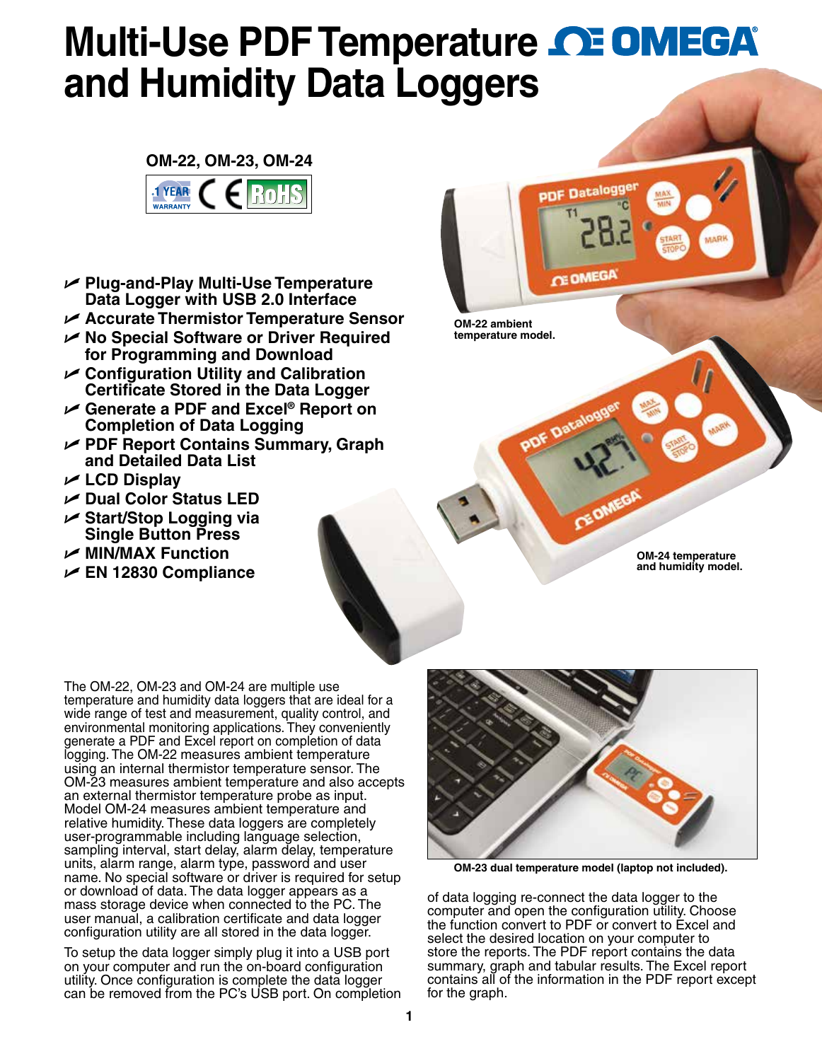# Multi-Use PDF Temperature and Humidity Data Loggers

**OMEGA**

**OM-22, OM-23, OM-24**

1 YEAR WARRANTY · CE · RoHS

- **Plug-and-Play Multi-Use Temperature Data Logger with USB 2.0 Interface**
- **Accurate Thermistor Temperature Sensor**
- **No Special Software or Driver Required for Programming and Download**
- **Configuration Utility and Calibration Certificate Stored in the Data Logger**
- **Generate a PDF and Excel® Report on Completion of Data Logging**
- **PDF Report Contains Summary, Graph and Detailed Data List**
- **LCD Display**
- **Dual Color Status LED**
- **Start/Stop Logging via Single Button Press**
- **MIN/MAX Function**
- **EN 12830 Compliance**

**OM-22 ambient temperature model.**

**OM-24 temperature and humidity model.**

The OM-22, OM-23 and OM-24 are multiple use temperature and humidity data loggers that are ideal for a wide range of test and measurement, quality control, and environmental monitoring applications. They conveniently generate a PDF and Excel report on completion of data logging. The OM-22 measures ambient temperature using an internal thermistor temperature sensor. The OM-23 measures ambient temperature and also accepts an external thermistor temperature probe as input. Model OM-24 measures ambient temperature and relative humidity. These data loggers are completely user-programmable including language selection, sampling interval, start delay, alarm delay, temperature units, alarm range, alarm type, password and user name. No special software or driver is required for setup or download of data. The data logger appears as a mass storage device when connected to the PC. The user manual, a calibration certificate and data logger configuration utility are all stored in the data logger.

To setup the data logger simply plug it into a USB port on your computer and run the on-board configuration utility. Once configuration is complete the data logger can be removed from the PC's USB port. On completion of data logging re-connect the data logger to the computer and open the configuration utility. Choose the function convert to PDF or convert to Excel and select the desired location on your computer to store the reports. The PDF report contains the data summary, graph and tabular results. The Excel report contains all of the information in the PDF report except for the graph.

**OM-23 dual temperature model (laptop not included).**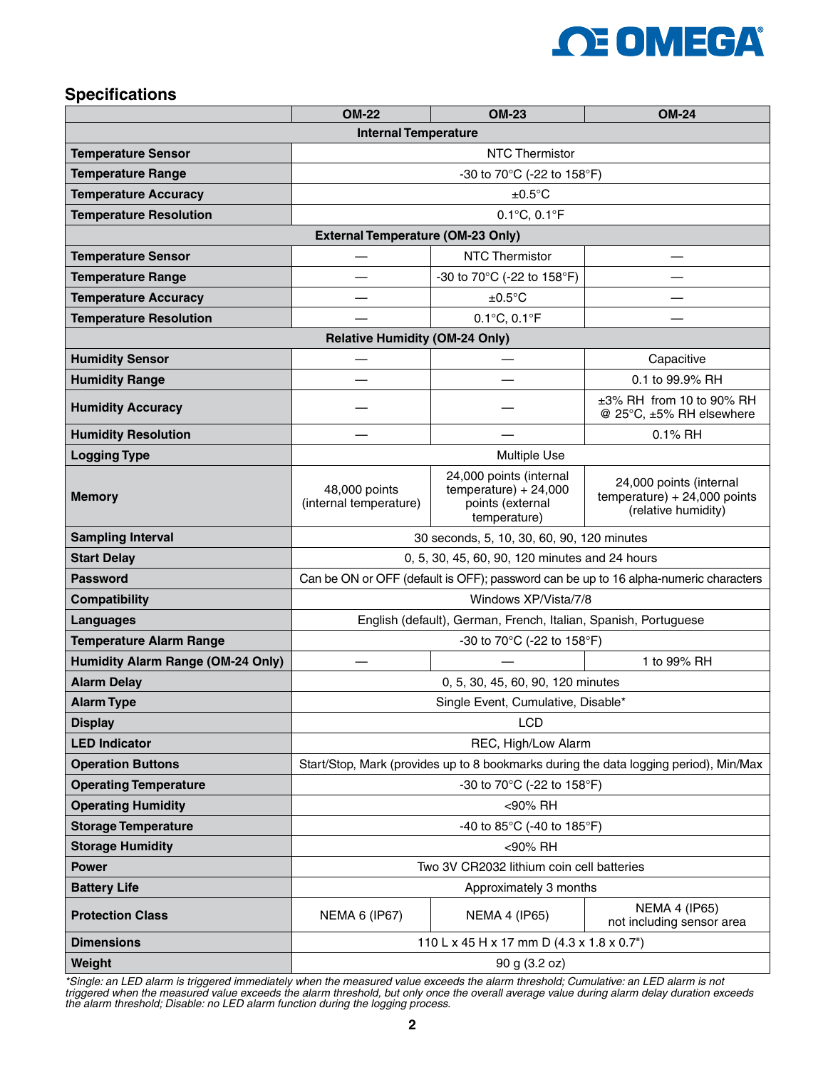## Specifications

| | OM-22 | OM-23 | OM-24 |
|---|---|---|---|
| **Internal Temperature** | | | |
| **Temperature Sensor** | NTC Thermistor | | |
| **Temperature Range** | -30 to 70°C (-22 to 158°F) | | |
| **Temperature Accuracy** | ±0.5°C | | |
| **Temperature Resolution** | 0.1°C, 0.1°F | | |
| **External Temperature (OM-23 Only)** | | | |
| **Temperature Sensor** | — | NTC Thermistor | — |
| **Temperature Range** | — | -30 to 70°C (-22 to 158°F) | — |
| **Temperature Accuracy** | — | ±0.5°C | — |
| **Temperature Resolution** | — | 0.1°C, 0.1°F | — |
| **Relative Humidity (OM-24 Only)** | | | |
| **Humidity Sensor** | — | — | Capacitive |
| **Humidity Range** | — | — | 0.1 to 99.9% RH |
| **Humidity Accuracy** | — | — | ±3% RH from 10 to 90% RH @ 25°C, ±5% RH elsewhere |
| **Humidity Resolution** | — | — | 0.1% RH |
| **Logging Type** | Multiple Use | | |
| **Memory** | 48,000 points (internal temperature) | 24,000 points (internal temperature) + 24,000 points (external temperature) | 24,000 points (internal temperature) + 24,000 points (relative humidity) |
| **Sampling Interval** | 30 seconds, 5, 10, 30, 60, 90, 120 minutes | | |
| **Start Delay** | 0, 5, 30, 45, 60, 90, 120 minutes and 24 hours | | |
| **Password** | Can be ON or OFF (default is OFF); password can be up to 16 alpha-numeric characters | | |
| **Compatibility** | Windows XP/Vista/7/8 | | |
| **Languages** | English (default), German, French, Italian, Spanish, Portuguese | | |
| **Temperature Alarm Range** | -30 to 70°C (-22 to 158°F) | | |
| **Humidity Alarm Range (OM-24 Only)** | — | — | 1 to 99% RH |
| **Alarm Delay** | 0, 5, 30, 45, 60, 90, 120 minutes | | |
| **Alarm Type** | Single Event, Cumulative, Disable* | | |
| **Display** | LCD | | |
| **LED Indicator** | REC, High/Low Alarm | | |
| **Operation Buttons** | Start/Stop, Mark (provides up to 8 bookmarks during the data logging period), Min/Max | | |
| **Operating Temperature** | -30 to 70°C (-22 to 158°F) | | |
| **Operating Humidity** | <90% RH | | |
| **Storage Temperature** | -40 to 85°C (-40 to 185°F) | | |
| **Storage Humidity** | <90% RH | | |
| **Power** | Two 3V CR2032 lithium coin cell batteries | | |
| **Battery Life** | Approximately 3 months | | |
| **Protection Class** | NEMA 6 (IP67) | NEMA 4 (IP65) | NEMA 4 (IP65) not including sensor area |
| **Dimensions** | 110 L x 45 H x 17 mm D (4.3 x 1.8 x 0.7") | | |
| **Weight** | 90 g (3.2 oz) | | |

*\*Single: an LED alarm is triggered immediately when the measured value exceeds the alarm threshold; Cumulative: an LED alarm is not triggered when the measured value exceeds the alarm threshold, but only once the overall average value during alarm delay duration exceeds the alarm threshold; Disable: no LED alarm function during the logging process.*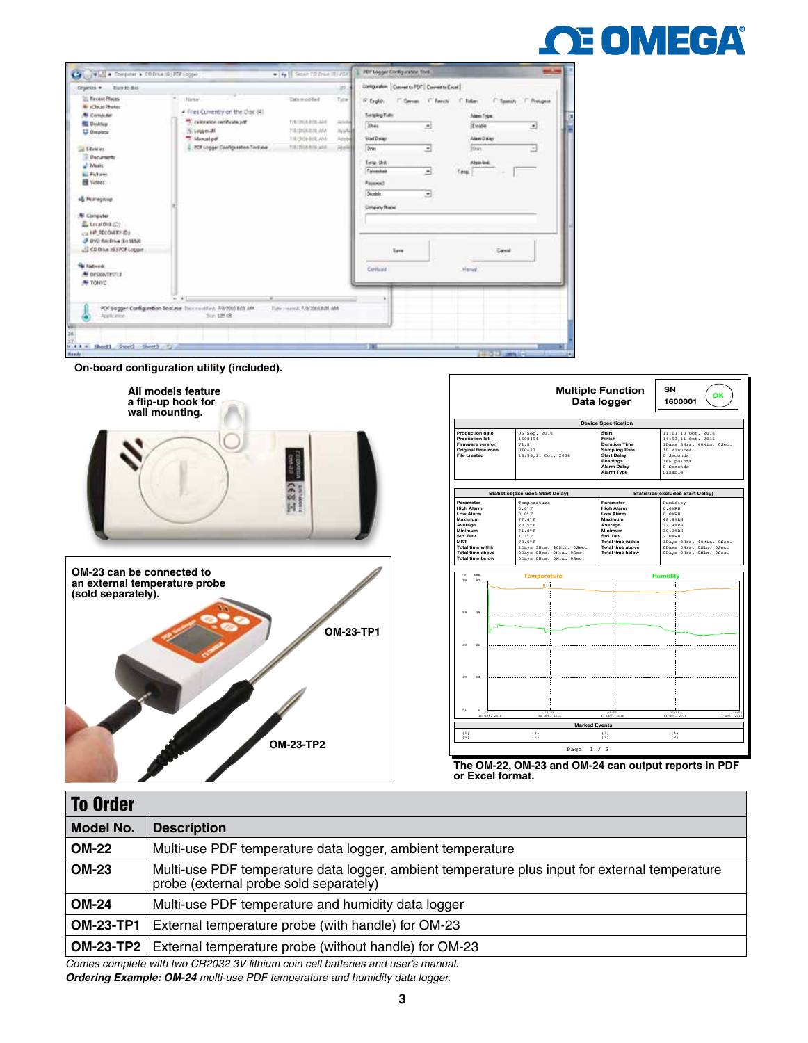On-board configuration utility (included).

All models feature a flip-up hook for wall mounting.

OM-23 can be connected to an external temperature probe (sold separately).

OM-23-TP1

OM-23-TP2

The OM-22, OM-23 and OM-24 can output reports in PDF or Excel format.

## To Order

| Model No. | Description |
|---|---|
| **OM-22** | Multi-use PDF temperature data logger, ambient temperature |
| **OM-23** | Multi-use PDF temperature data logger, ambient temperature plus input for external temperature probe (external probe sold separately) |
| **OM-24** | Multi-use PDF temperature and humidity data logger |
| **OM-23-TP1** | External temperature probe (with handle) for OM-23 |
| **OM-23-TP2** | External temperature probe (without handle) for OM-23 |

*Comes complete with two CR2032 3V lithium coin cell batteries and user's manual.*

***Ordering Example: OM-24** multi-use PDF temperature and humidity data logger.*